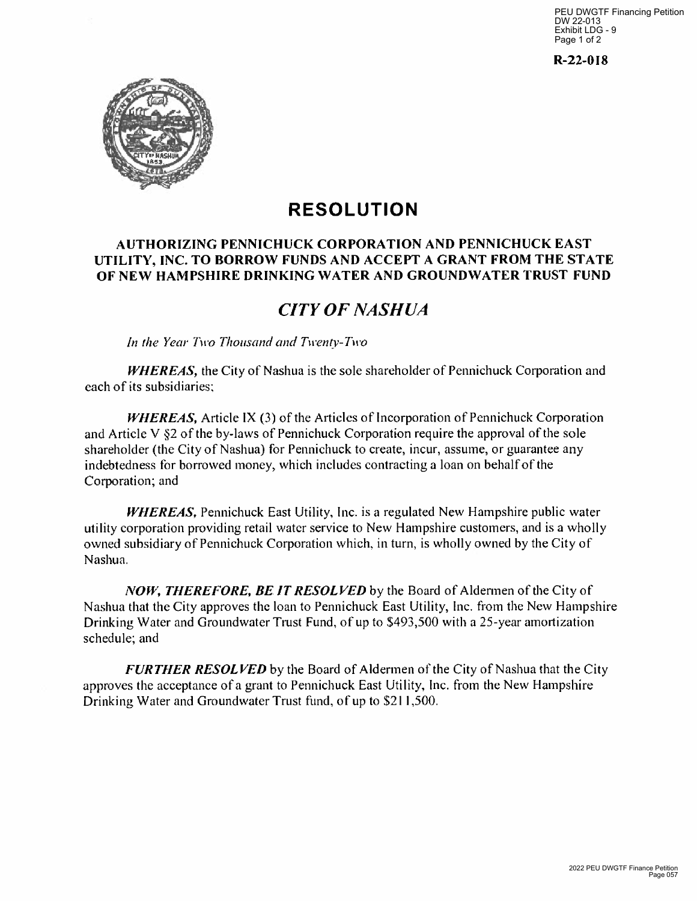R-22-018

# RESOLUTION

## AUTHORIZING PENNICHUCK CORPORATION AND PENNICHUCK EAST UTILITY, INC. TO BORROW FUNDS AND ACCEPT A GRANT FROM THE STATE OF NEW HAMPSHIRE DRINKING WATER AND GROUNDWATER TRUST FUND

## *CITY OF NASHUA*

*In the Year Two Thousand and Twenty-Two*

***WHEREAS,*** the City of Nashua is the sole shareholder of Pennichuck Corporation and each of its subsidiaries;

***WHEREAS,*** Article IX (3) of the Articles of Incorporation of Pennichuck Corporation and Article V §2 of the by-laws of Pennichuck Corporation require the approval of the sole shareholder (the City of Nashua) for Pennichuck to create, incur, assume, or guarantee any indebtedness for borrowed money, which includes contracting a loan on behalf of the Corporation; and

***WHEREAS,*** Pennichuck East Utility, Inc. is a regulated New Hampshire public water utility corporation providing retail water service to New Hampshire customers, and is a wholly owned subsidiary of Pennichuck Corporation which, in turn, is wholly owned by the City of Nashua.

***NOW, THEREFORE, BE IT RESOLVED*** by the Board of Aldermen of the City of Nashua that the City approves the loan to Pennichuck East Utility, Inc. from the New Hampshire Drinking Water and Groundwater Trust Fund, of up to \$493,500 with a 25-year amortization schedule; and

***FURTHER RESOLVED*** by the Board of Aldermen of the City of Nashua that the City approves the acceptance of a grant to Pennichuck East Utility, Inc. from the New Hampshire Drinking Water and Groundwater Trust fund, of up to \$211,500.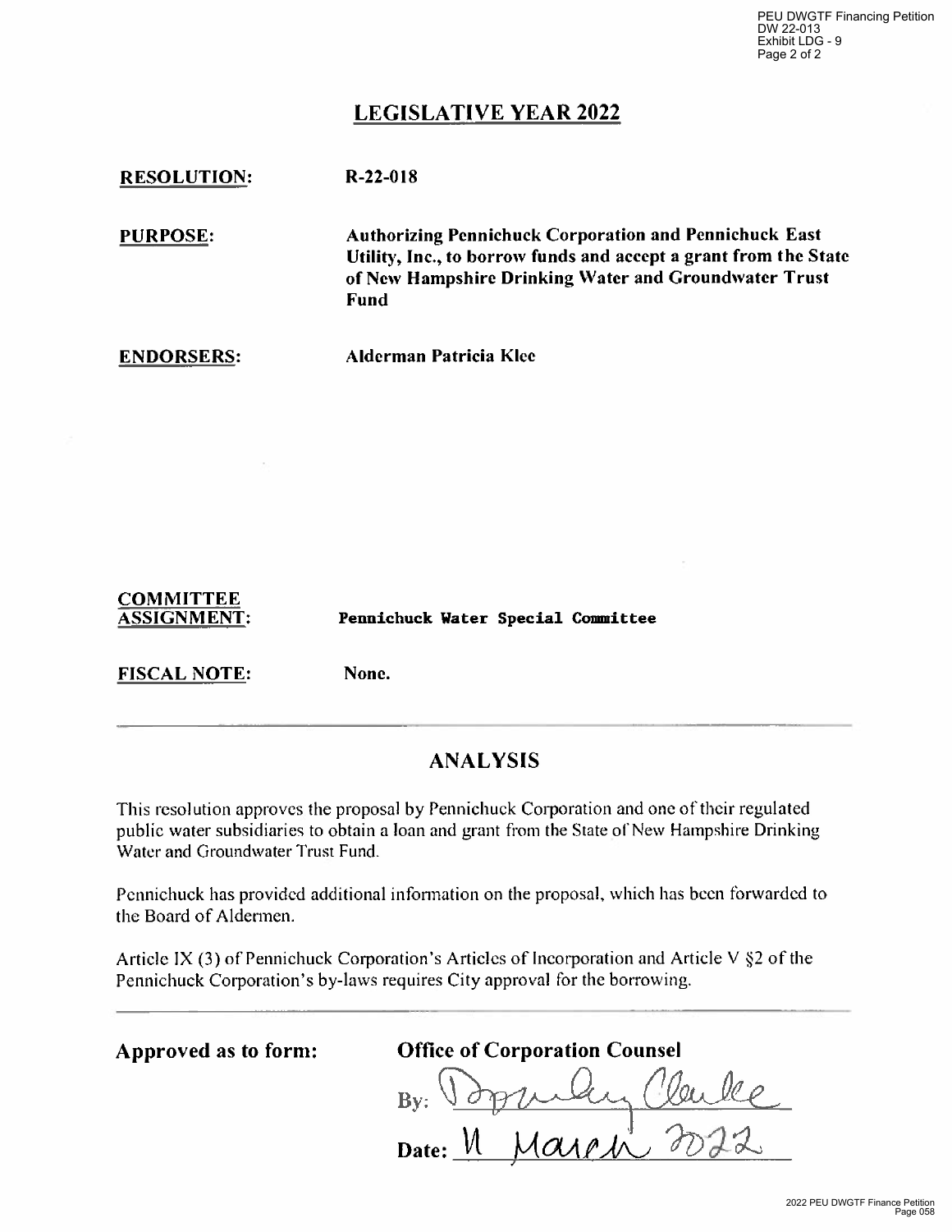## LEGISLATIVE YEAR 2022

**RESOLUTION:** **R-22-018**

**PURPOSE:** **Authorizing Pennichuck Corporation and Pennichuck East Utility, Inc., to borrow funds and accept a grant from the State of New Hampshire Drinking Water and Groundwater Trust Fund**

**ENDORSERS:** **Alderman Patricia Klee**

**COMMITTEE ASSIGNMENT:** **Pennichuck Water Special Committee**

**FISCAL NOTE:** **None.**

---

## ANALYSIS

This resolution approves the proposal by Pennichuck Corporation and one of their regulated public water subsidiaries to obtain a loan and grant from the State of New Hampshire Drinking Water and Groundwater Trust Fund.

Pennichuck has provided additional information on the proposal, which has been forwarded to the Board of Aldermen.

Article IX (3) of Pennichuck Corporation's Articles of Incorporation and Article V §2 of the Pennichuck Corporation's by-laws requires City approval for the borrowing.

---

**Approved as to form:** **Office of Corporation Counsel**

By: Dorothy Clarke

Date: 11 March 2022